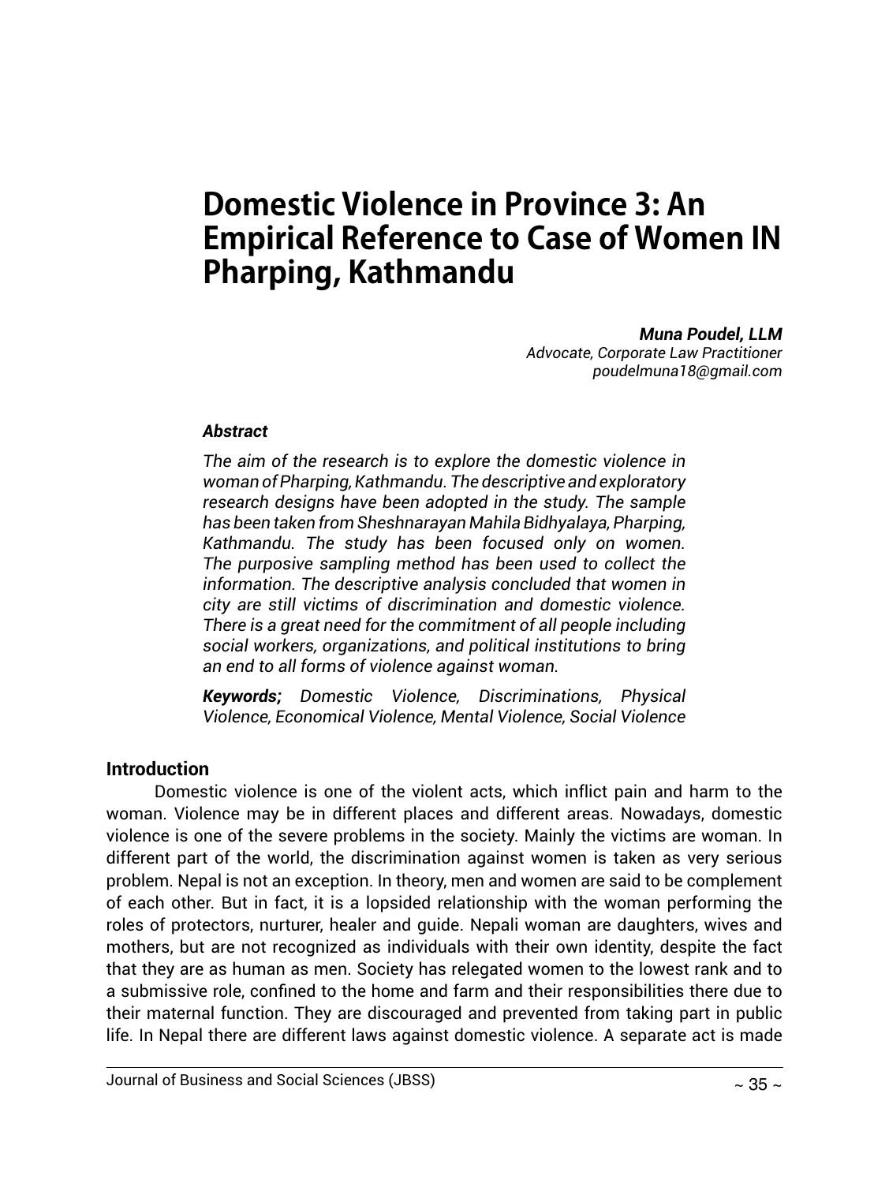# Domestic Violence in Province 3: An Empirical Reference to Case of Women IN Pharping, Kathmandu

***Muna Poudel, LLM***
*Advocate, Corporate Law Practitioner*
*poudelmuna18@gmail.com*

***Abstract***

*The aim of the research is to explore the domestic violence in woman of Pharping, Kathmandu. The descriptive and exploratory research designs have been adopted in the study. The sample has been taken from Sheshnarayan Mahila Bidhyalaya, Pharping, Kathmandu. The study has been focused only on women. The purposive sampling method has been used to collect the information. The descriptive analysis concluded that women in city are still victims of discrimination and domestic violence. There is a great need for the commitment of all people including social workers, organizations, and political institutions to bring an end to all forms of violence against woman.*

***Keywords;*** *Domestic Violence, Discriminations, Physical Violence, Economical Violence, Mental Violence, Social Violence*

## Introduction

Domestic violence is one of the violent acts, which inflict pain and harm to the woman. Violence may be in different places and different areas. Nowadays, domestic violence is one of the severe problems in the society. Mainly the victims are woman. In different part of the world, the discrimination against women is taken as very serious problem. Nepal is not an exception. In theory, men and women are said to be complement of each other. But in fact, it is a lopsided relationship with the woman performing the roles of protectors, nurturer, healer and guide. Nepali woman are daughters, wives and mothers, but are not recognized as individuals with their own identity, despite the fact that they are as human as men. Society has relegated women to the lowest rank and to a submissive role, confined to the home and farm and their responsibilities there due to their maternal function. They are discouraged and prevented from taking part in public life. In Nepal there are different laws against domestic violence. A separate act is made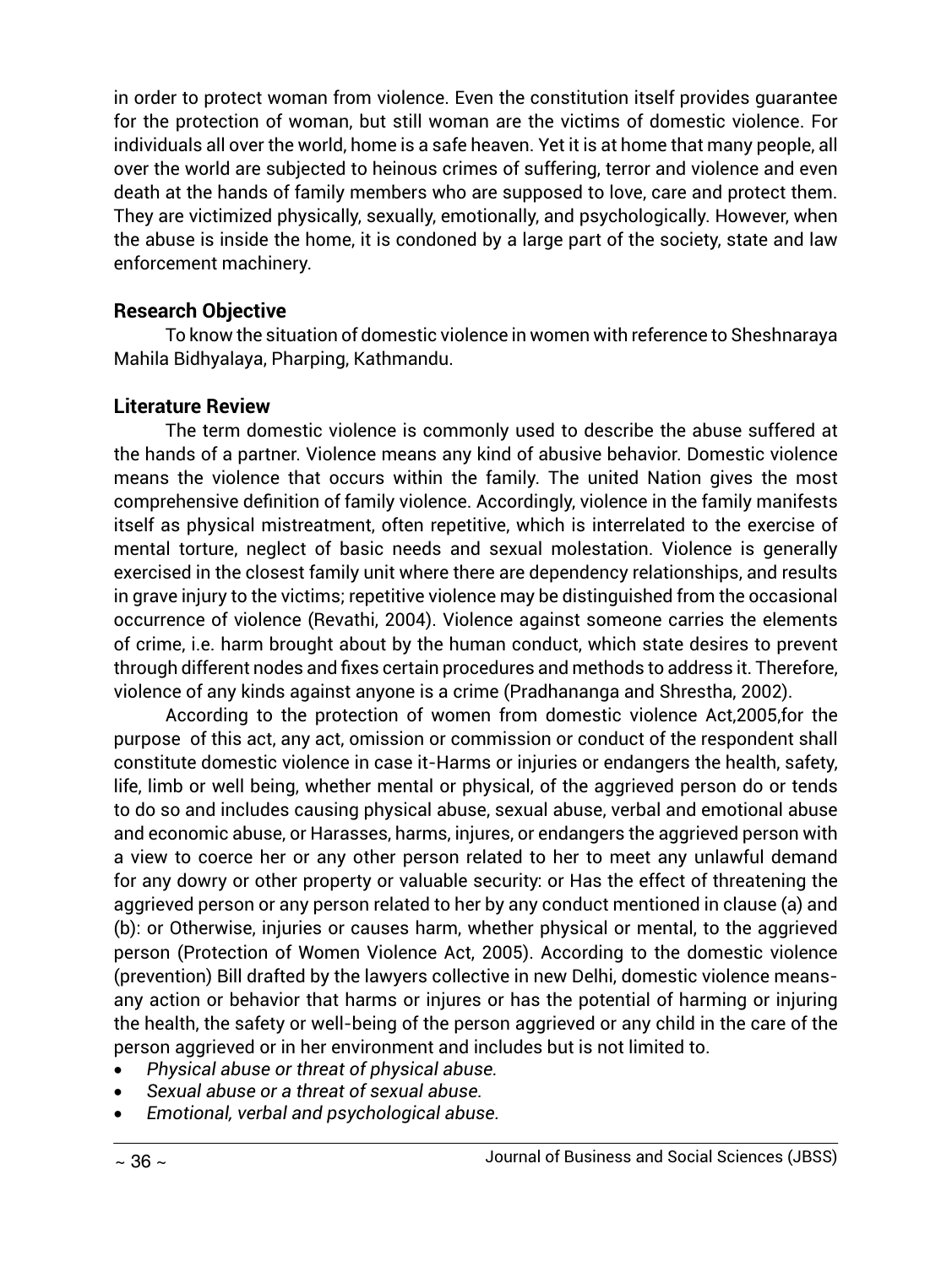in order to protect woman from violence. Even the constitution itself provides guarantee for the protection of woman, but still woman are the victims of domestic violence. For individuals all over the world, home is a safe heaven. Yet it is at home that many people, all over the world are subjected to heinous crimes of suffering, terror and violence and even death at the hands of family members who are supposed to love, care and protect them. They are victimized physically, sexually, emotionally, and psychologically. However, when the abuse is inside the home, it is condoned by a large part of the society, state and law enforcement machinery.

## Research Objective

To know the situation of domestic violence in women with reference to Sheshnaraya Mahila Bidhyalaya, Pharping, Kathmandu.

## Literature Review

The term domestic violence is commonly used to describe the abuse suffered at the hands of a partner. Violence means any kind of abusive behavior. Domestic violence means the violence that occurs within the family. The united Nation gives the most comprehensive definition of family violence. Accordingly, violence in the family manifests itself as physical mistreatment, often repetitive, which is interrelated to the exercise of mental torture, neglect of basic needs and sexual molestation. Violence is generally exercised in the closest family unit where there are dependency relationships, and results in grave injury to the victims; repetitive violence may be distinguished from the occasional occurrence of violence (Revathi, 2004). Violence against someone carries the elements of crime, i.e. harm brought about by the human conduct, which state desires to prevent through different nodes and fixes certain procedures and methods to address it. Therefore, violence of any kinds against anyone is a crime (Pradhananga and Shrestha, 2002).

According to the protection of women from domestic violence Act,2005,for the purpose of this act, any act, omission or commission or conduct of the respondent shall constitute domestic violence in case it-Harms or injuries or endangers the health, safety, life, limb or well being, whether mental or physical, of the aggrieved person do or tends to do so and includes causing physical abuse, sexual abuse, verbal and emotional abuse and economic abuse, or Harasses, harms, injures, or endangers the aggrieved person with a view to coerce her or any other person related to her to meet any unlawful demand for any dowry or other property or valuable security: or Has the effect of threatening the aggrieved person or any person related to her by any conduct mentioned in clause (a) and (b): or Otherwise, injuries or causes harm, whether physical or mental, to the aggrieved person (Protection of Women Violence Act, 2005). According to the domestic violence (prevention) Bill drafted by the lawyers collective in new Delhi, domestic violence means-any action or behavior that harms or injures or has the potential of harming or injuring the health, the safety or well-being of the person aggrieved or any child in the care of the person aggrieved or in her environment and includes but is not limited to.

- *Physical abuse or threat of physical abuse.*
- *Sexual abuse or a threat of sexual abuse.*
- *Emotional, verbal and psychological abuse.*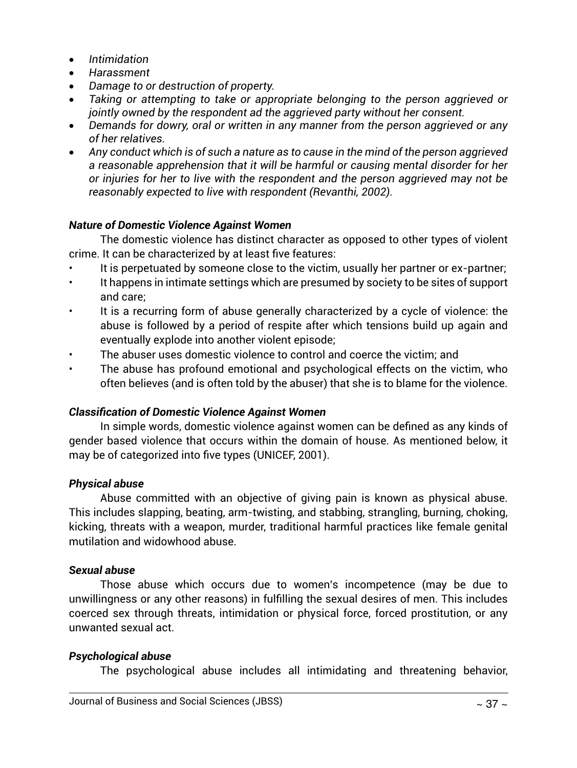- *Intimidation*
- *Harassment*
- *Damage to or destruction of property.*
- *Taking or attempting to take or appropriate belonging to the person aggrieved or jointly owned by the respondent ad the aggrieved party without her consent.*
- *Demands for dowry, oral or written in any manner from the person aggrieved or any of her relatives.*
- *Any conduct which is of such a nature as to cause in the mind of the person aggrieved a reasonable apprehension that it will be harmful or causing mental disorder for her or injuries for her to live with the respondent and the person aggrieved may not be reasonably expected to live with respondent (Revanthi, 2002).*

***Nature of Domestic Violence Against Women***

The domestic violence has distinct character as opposed to other types of violent crime. It can be characterized by at least five features:

- It is perpetuated by someone close to the victim, usually her partner or ex-partner;
- It happens in intimate settings which are presumed by society to be sites of support and care;
- It is a recurring form of abuse generally characterized by a cycle of violence: the abuse is followed by a period of respite after which tensions build up again and eventually explode into another violent episode;
- The abuser uses domestic violence to control and coerce the victim; and
- The abuse has profound emotional and psychological effects on the victim, who often believes (and is often told by the abuser) that she is to blame for the violence.

***Classification of Domestic Violence Against Women***

In simple words, domestic violence against women can be defined as any kinds of gender based violence that occurs within the domain of house. As mentioned below, it may be of categorized into five types (UNICEF, 2001).

***Physical abuse***

Abuse committed with an objective of giving pain is known as physical abuse. This includes slapping, beating, arm-twisting, and stabbing, strangling, burning, choking, kicking, threats with a weapon, murder, traditional harmful practices like female genital mutilation and widowhood abuse.

***Sexual abuse***

Those abuse which occurs due to women's incompetence (may be due to unwillingness or any other reasons) in fulfilling the sexual desires of men. This includes coerced sex through threats, intimidation or physical force, forced prostitution, or any unwanted sexual act.

***Psychological abuse***

The psychological abuse includes all intimidating and threatening behavior,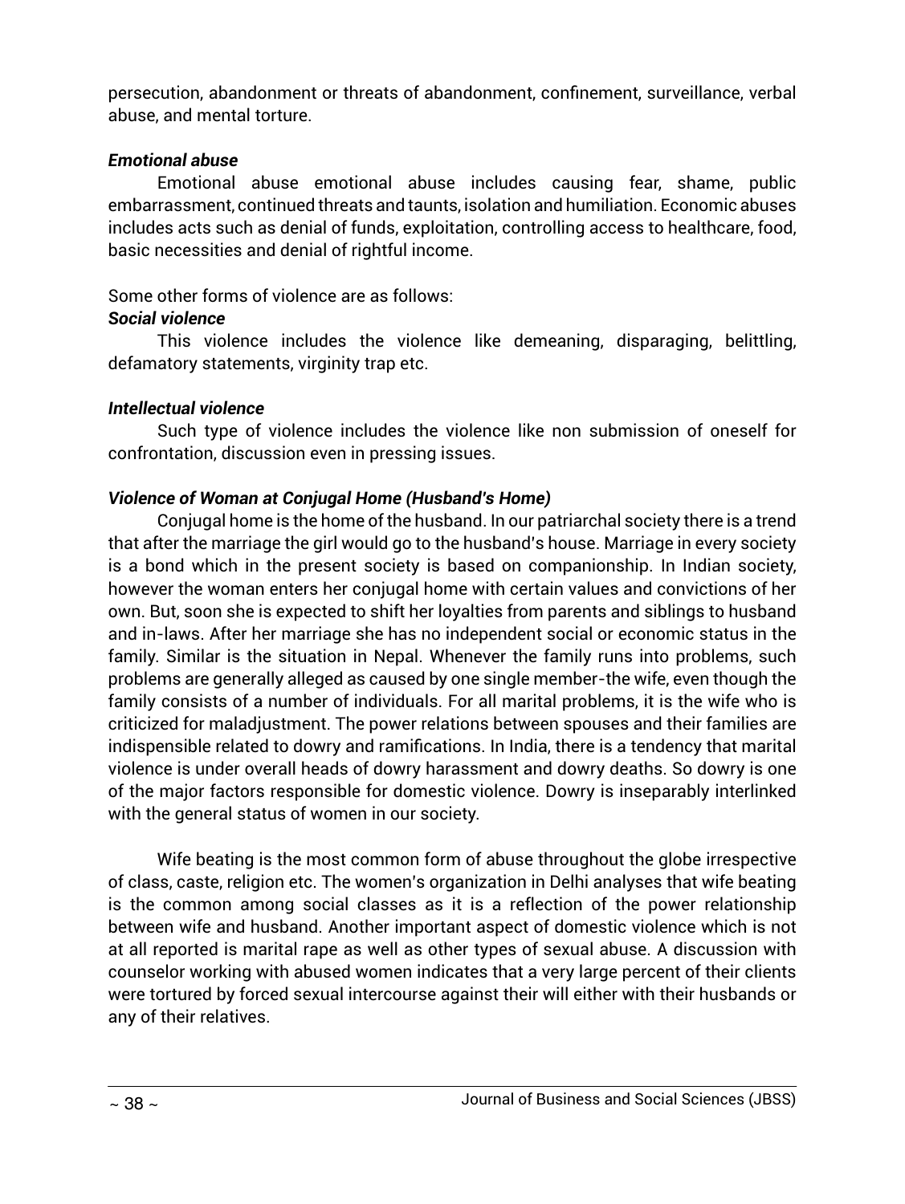persecution, abandonment or threats of abandonment, confinement, surveillance, verbal abuse, and mental torture.

***Emotional abuse***

Emotional abuse emotional abuse includes causing fear, shame, public embarrassment, continued threats and taunts, isolation and humiliation. Economic abuses includes acts such as denial of funds, exploitation, controlling access to healthcare, food, basic necessities and denial of rightful income.

Some other forms of violence are as follows:

***Social violence***

This violence includes the violence like demeaning, disparaging, belittling, defamatory statements, virginity trap etc.

***Intellectual violence***

Such type of violence includes the violence like non submission of oneself for confrontation, discussion even in pressing issues.

***Violence of Woman at Conjugal Home (Husband's Home)***

Conjugal home is the home of the husband. In our patriarchal society there is a trend that after the marriage the girl would go to the husband's house. Marriage in every society is a bond which in the present society is based on companionship. In Indian society, however the woman enters her conjugal home with certain values and convictions of her own. But, soon she is expected to shift her loyalties from parents and siblings to husband and in-laws. After her marriage she has no independent social or economic status in the family. Similar is the situation in Nepal. Whenever the family runs into problems, such problems are generally alleged as caused by one single member-the wife, even though the family consists of a number of individuals. For all marital problems, it is the wife who is criticized for maladjustment. The power relations between spouses and their families are indispensible related to dowry and ramifications. In India, there is a tendency that marital violence is under overall heads of dowry harassment and dowry deaths. So dowry is one of the major factors responsible for domestic violence. Dowry is inseparably interlinked with the general status of women in our society.

Wife beating is the most common form of abuse throughout the globe irrespective of class, caste, religion etc. The women's organization in Delhi analyses that wife beating is the common among social classes as it is a reflection of the power relationship between wife and husband. Another important aspect of domestic violence which is not at all reported is marital rape as well as other types of sexual abuse. A discussion with counselor working with abused women indicates that a very large percent of their clients were tortured by forced sexual intercourse against their will either with their husbands or any of their relatives.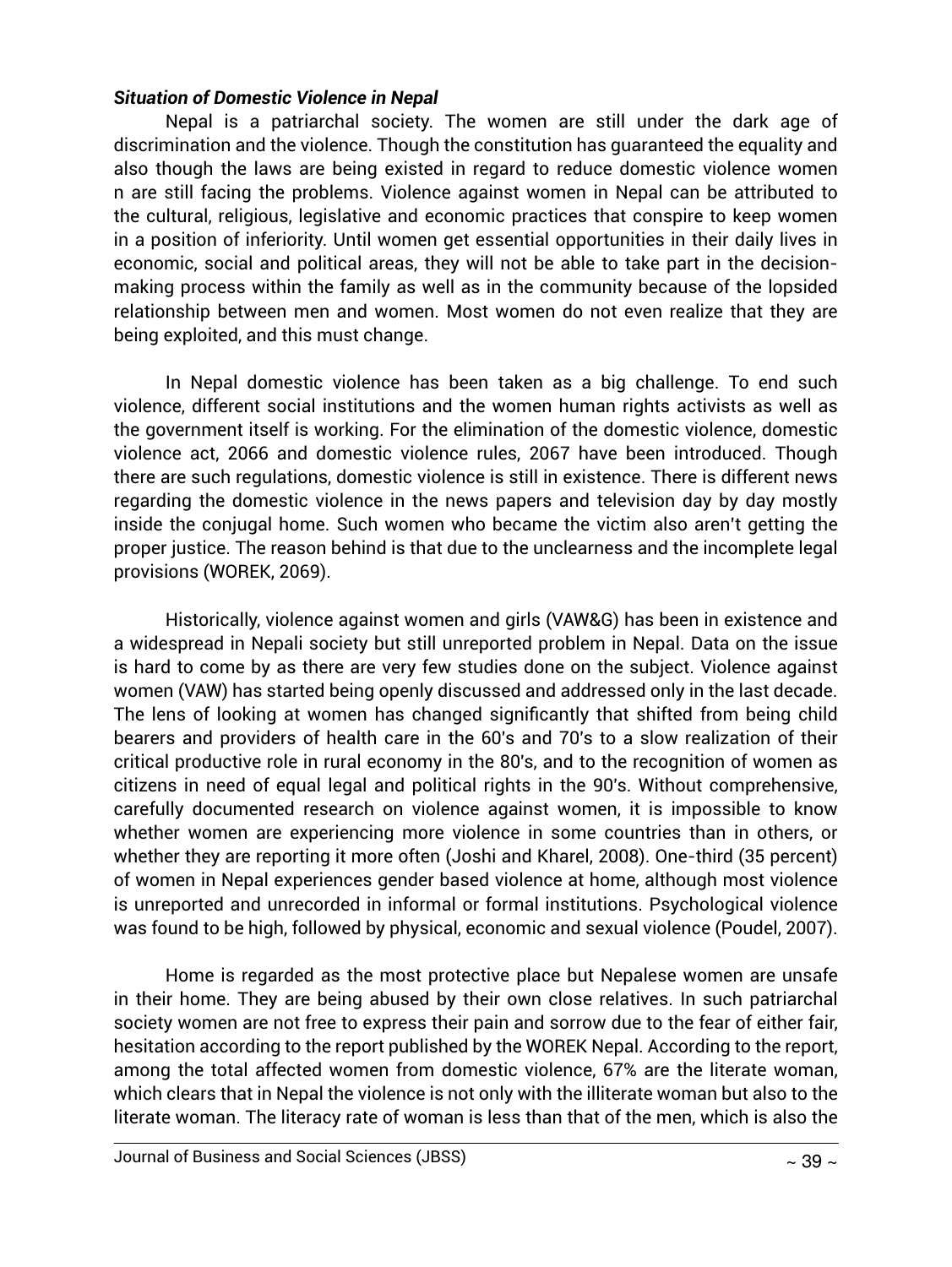***Situation of Domestic Violence in Nepal***

Nepal is a patriarchal society. The women are still under the dark age of discrimination and the violence. Though the constitution has guaranteed the equality and also though the laws are being existed in regard to reduce domestic violence women n are still facing the problems. Violence against women in Nepal can be attributed to the cultural, religious, legislative and economic practices that conspire to keep women in a position of inferiority. Until women get essential opportunities in their daily lives in economic, social and political areas, they will not be able to take part in the decision-making process within the family as well as in the community because of the lopsided relationship between men and women. Most women do not even realize that they are being exploited, and this must change.

In Nepal domestic violence has been taken as a big challenge. To end such violence, different social institutions and the women human rights activists as well as the government itself is working. For the elimination of the domestic violence, domestic violence act, 2066 and domestic violence rules, 2067 have been introduced. Though there are such regulations, domestic violence is still in existence. There is different news regarding the domestic violence in the news papers and television day by day mostly inside the conjugal home. Such women who became the victim also aren't getting the proper justice. The reason behind is that due to the unclearness and the incomplete legal provisions (WOREK, 2069).

Historically, violence against women and girls (VAW&G) has been in existence and a widespread in Nepali society but still unreported problem in Nepal. Data on the issue is hard to come by as there are very few studies done on the subject. Violence against women (VAW) has started being openly discussed and addressed only in the last decade. The lens of looking at women has changed significantly that shifted from being child bearers and providers of health care in the 60's and 70's to a slow realization of their critical productive role in rural economy in the 80's, and to the recognition of women as citizens in need of equal legal and political rights in the 90's. Without comprehensive, carefully documented research on violence against women, it is impossible to know whether women are experiencing more violence in some countries than in others, or whether they are reporting it more often (Joshi and Kharel, 2008). One-third (35 percent) of women in Nepal experiences gender based violence at home, although most violence is unreported and unrecorded in informal or formal institutions. Psychological violence was found to be high, followed by physical, economic and sexual violence (Poudel, 2007).

Home is regarded as the most protective place but Nepalese women are unsafe in their home. They are being abused by their own close relatives. In such patriarchal society women are not free to express their pain and sorrow due to the fear of either fair, hesitation according to the report published by the WOREK Nepal. According to the report, among the total affected women from domestic violence, 67% are the literate woman, which clears that in Nepal the violence is not only with the illiterate woman but also to the literate woman. The literacy rate of woman is less than that of the men, which is also the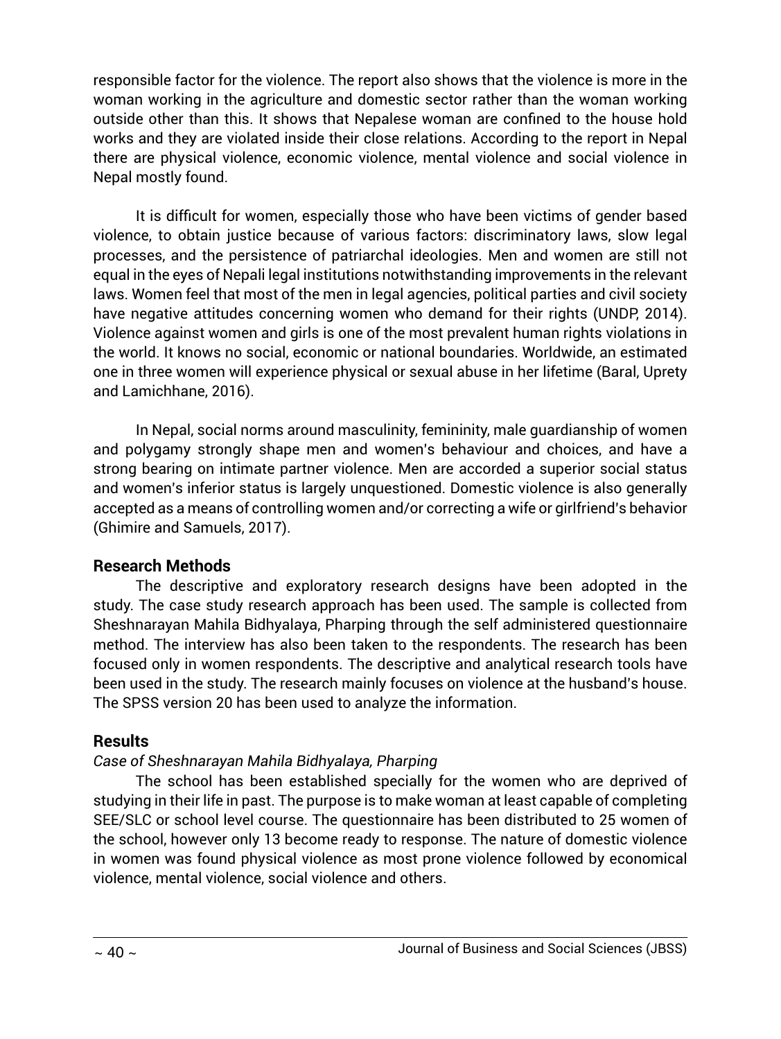responsible factor for the violence. The report also shows that the violence is more in the woman working in the agriculture and domestic sector rather than the woman working outside other than this. It shows that Nepalese woman are confined to the house hold works and they are violated inside their close relations. According to the report in Nepal there are physical violence, economic violence, mental violence and social violence in Nepal mostly found.

It is difficult for women, especially those who have been victims of gender based violence, to obtain justice because of various factors: discriminatory laws, slow legal processes, and the persistence of patriarchal ideologies. Men and women are still not equal in the eyes of Nepali legal institutions notwithstanding improvements in the relevant laws. Women feel that most of the men in legal agencies, political parties and civil society have negative attitudes concerning women who demand for their rights (UNDP, 2014). Violence against women and girls is one of the most prevalent human rights violations in the world. It knows no social, economic or national boundaries. Worldwide, an estimated one in three women will experience physical or sexual abuse in her lifetime (Baral, Uprety and Lamichhane, 2016).

In Nepal, social norms around masculinity, femininity, male guardianship of women and polygamy strongly shape men and women's behaviour and choices, and have a strong bearing on intimate partner violence. Men are accorded a superior social status and women's inferior status is largely unquestioned. Domestic violence is also generally accepted as a means of controlling women and/or correcting a wife or girlfriend's behavior (Ghimire and Samuels, 2017).

## Research Methods

The descriptive and exploratory research designs have been adopted in the study. The case study research approach has been used. The sample is collected from Sheshnarayan Mahila Bidhyalaya, Pharping through the self administered questionnaire method. The interview has also been taken to the respondents. The research has been focused only in women respondents. The descriptive and analytical research tools have been used in the study. The research mainly focuses on violence at the husband's house. The SPSS version 20 has been used to analyze the information.

## Results

*Case of Sheshnarayan Mahila Bidhyalaya, Pharping*

The school has been established specially for the women who are deprived of studying in their life in past. The purpose is to make woman at least capable of completing SEE/SLC or school level course. The questionnaire has been distributed to 25 women of the school, however only 13 become ready to response. The nature of domestic violence in women was found physical violence as most prone violence followed by economical violence, mental violence, social violence and others.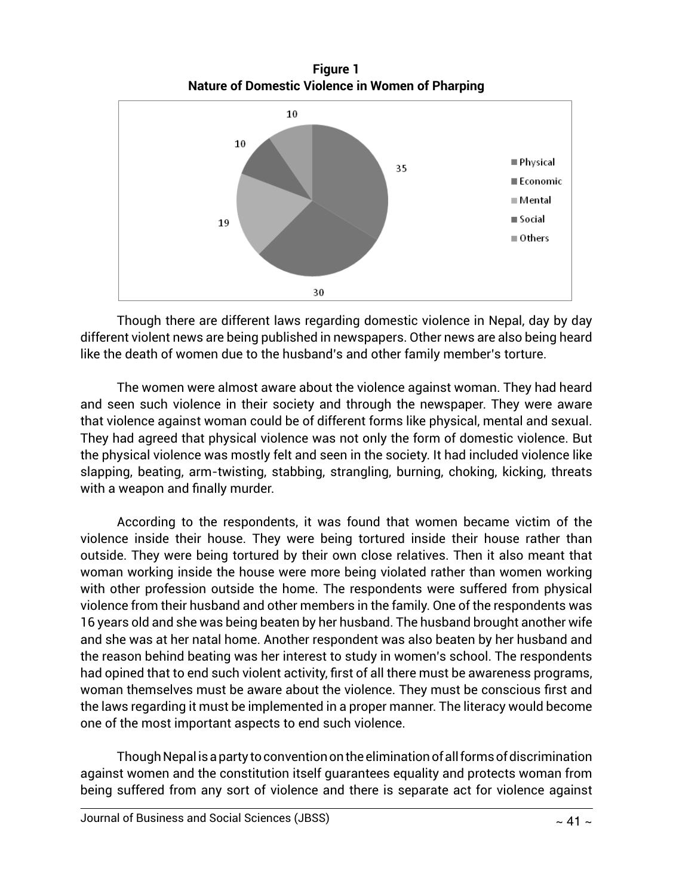**Figure 1**
**Nature of Domestic Violence in Women of Pharping**

10
10
35
19
30

Physical
Economic
Mental
Social
Others

Though there are different laws regarding domestic violence in Nepal, day by day different violent news are being published in newspapers. Other news are also being heard like the death of women due to the husband's and other family member's torture.

The women were almost aware about the violence against woman. They had heard and seen such violence in their society and through the newspaper. They were aware that violence against woman could be of different forms like physical, mental and sexual. They had agreed that physical violence was not only the form of domestic violence. But the physical violence was mostly felt and seen in the society. It had included violence like slapping, beating, arm-twisting, stabbing, strangling, burning, choking, kicking, threats with a weapon and finally murder.

According to the respondents, it was found that women became victim of the violence inside their house. They were being tortured inside their house rather than outside. They were being tortured by their own close relatives. Then it also meant that woman working inside the house were more being violated rather than women working with other profession outside the home. The respondents were suffered from physical violence from their husband and other members in the family. One of the respondents was 16 years old and she was being beaten by her husband. The husband brought another wife and she was at her natal home. Another respondent was also beaten by her husband and the reason behind beating was her interest to study in women's school. The respondents had opined that to end such violent activity, first of all there must be awareness programs, woman themselves must be aware about the violence. They must be conscious first and the laws regarding it must be implemented in a proper manner. The literacy would become one of the most important aspects to end such violence.

Though Nepal is a party to convention on the elimination of all forms of discrimination against women and the constitution itself guarantees equality and protects woman from being suffered from any sort of violence and there is separate act for violence against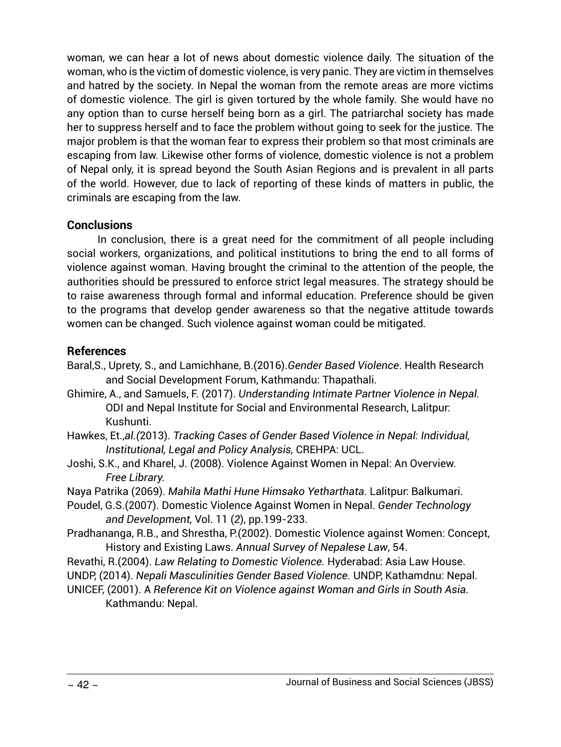woman, we can hear a lot of news about domestic violence daily. The situation of the woman, who is the victim of domestic violence, is very panic. They are victim in themselves and hatred by the society. In Nepal the woman from the remote areas are more victims of domestic violence. The girl is given tortured by the whole family. She would have no any option than to curse herself being born as a girl. The patriarchal society has made her to suppress herself and to face the problem without going to seek for the justice. The major problem is that the woman fear to express their problem so that most criminals are escaping from law. Likewise other forms of violence, domestic violence is not a problem of Nepal only, it is spread beyond the South Asian Regions and is prevalent in all parts of the world. However, due to lack of reporting of these kinds of matters in public, the criminals are escaping from the law.

## Conclusions

In conclusion, there is a great need for the commitment of all people including social workers, organizations, and political institutions to bring the end to all forms of violence against woman. Having brought the criminal to the attention of the people, the authorities should be pressured to enforce strict legal measures. The strategy should be to raise awareness through formal and informal education. Preference should be given to the programs that develop gender awareness so that the negative attitude towards women can be changed. Such violence against woman could be mitigated.

## References

Baral,S., Uprety, S., and Lamichhane, B.(2016).*Gender Based Violence*. Health Research and Social Development Forum, Kathmandu: Thapathali.

Ghimire, A., and Samuels, F. (2017). *Understanding Intimate Partner Violence in Nepal.* ODI and Nepal Institute for Social and Environmental Research, Lalitpur: Kushunti.

Hawkes, Et.,*al.(*2013). *Tracking Cases of Gender Based Violence in Nepal: Individual, Institutional, Legal and Policy Analysis,* CREHPA: UCL.

Joshi, S.K., and Kharel, J. (2008). Violence Against Women in Nepal: An Overview. *Free Library.*

Naya Patrika (2069). *Mahila Mathi Hune Himsako Yetharthata.* Lalitpur: Balkumari.

Poudel, G.S.(2007). Domestic Violence Against Women in Nepal. *Gender Technology and Development,* Vol. 11 (*2*), pp.199-233.

Pradhananga, R.B., and Shrestha, P.(2002). Domestic Violence against Women: Concept, History and Existing Laws. *Annual Survey of Nepalese Law*, 54.

Revathi, R.(2004). *Law Relating to Domestic Violence.* Hyderabad: Asia Law House.

UNDP, (2014). *Nepali Masculinities Gender Based Violence.* UNDP, Kathamdnu: Nepal.

UNICEF, (2001). A *Reference Kit on Violence against Woman and Girls in South Asia.* Kathmandu: Nepal.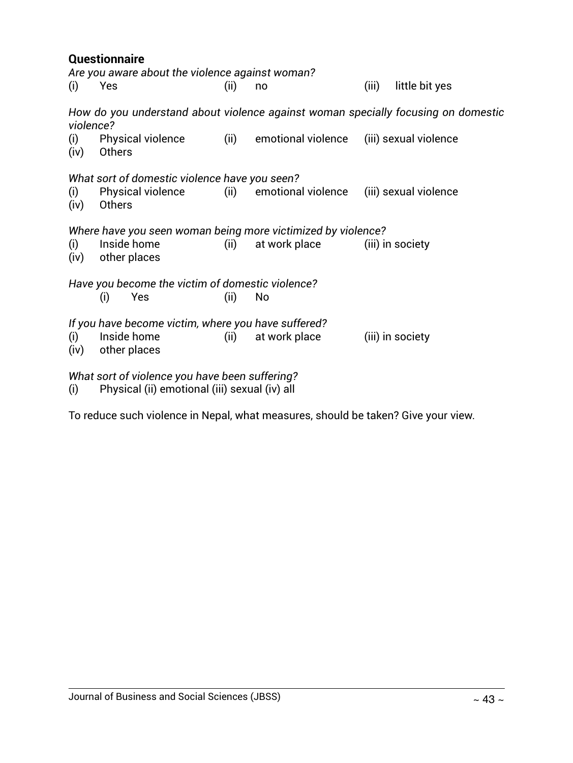## Questionnaire

*Are you aware about the violence against woman?*

(i) Yes (ii) no (iii) little bit yes

*How do you understand about violence against woman specially focusing on domestic violence?*

(i) Physical violence (ii) emotional violence (iii) sexual violence
(iv) Others

*What sort of domestic violence have you seen?*

(i) Physical violence (ii) emotional violence (iii) sexual violence
(iv) Others

*Where have you seen woman being more victimized by violence?*

(i) Inside home (ii) at work place (iii) in society
(iv) other places

*Have you become the victim of domestic violence?*

(i) Yes (ii) No

*If you have become victim, where you have suffered?*

(i) Inside home (ii) at work place (iii) in society
(iv) other places

*What sort of violence you have been suffering?*

(i) Physical (ii) emotional (iii) sexual (iv) all

To reduce such violence in Nepal, what measures, should be taken? Give your view.